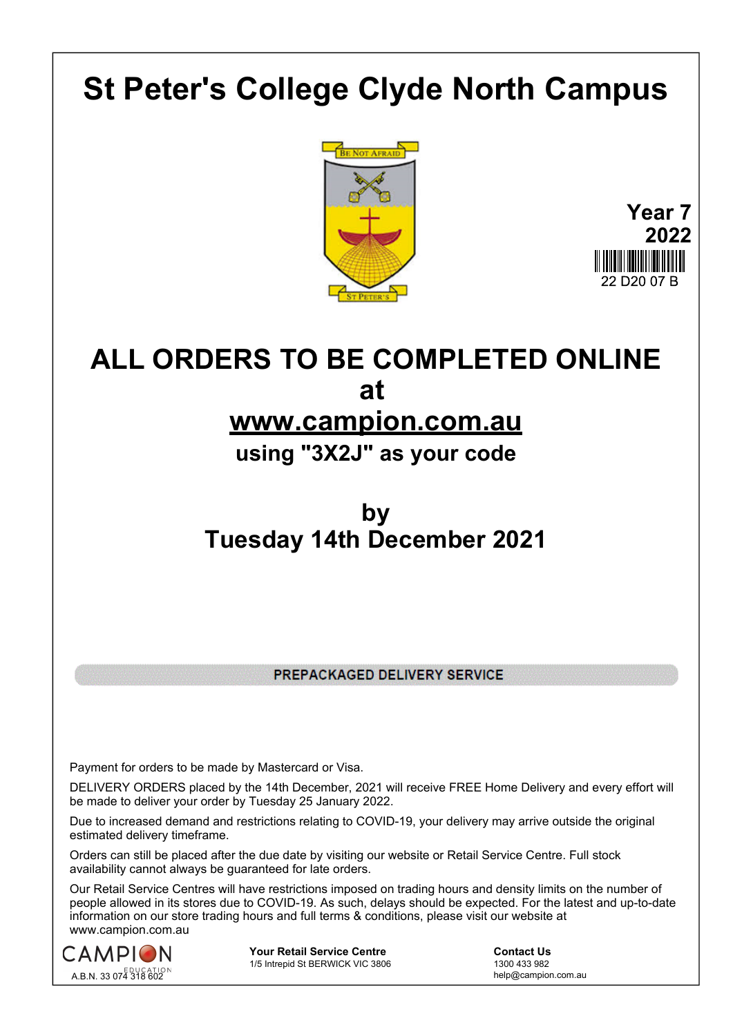# St Peter's College Clyde North Campus

**Year 7**
**2022**

22 D20 07 B

# ALL ORDERS TO BE COMPLETED ONLINE at www.campion.com.au

## using "3X2J" as your code

## by Tuesday 14th December 2021

**PREPACKAGED DELIVERY SERVICE**

Payment for orders to be made by Mastercard or Visa.

DELIVERY ORDERS placed by the 14th December, 2021 will receive FREE Home Delivery and every effort will be made to deliver your order by Tuesday 25 January 2022.

Due to increased demand and restrictions relating to COVID-19, your delivery may arrive outside the original estimated delivery timeframe.

Orders can still be placed after the due date by visiting our website or Retail Service Centre. Full stock availability cannot always be guaranteed for late orders.

Our Retail Service Centres will have restrictions imposed on trading hours and density limits on the number of people allowed in its stores due to COVID-19. As such, delays should be expected. For the latest and up-to-date information on our store trading hours and full terms & conditions, please visit our website at www.campion.com.au

CAMPION EDUCATION
A.B.N. 33 074 318 602

**Your Retail Service Centre**
1/5 Intrepid St BERWICK VIC 3806

**Contact Us**
1300 433 982
help@campion.com.au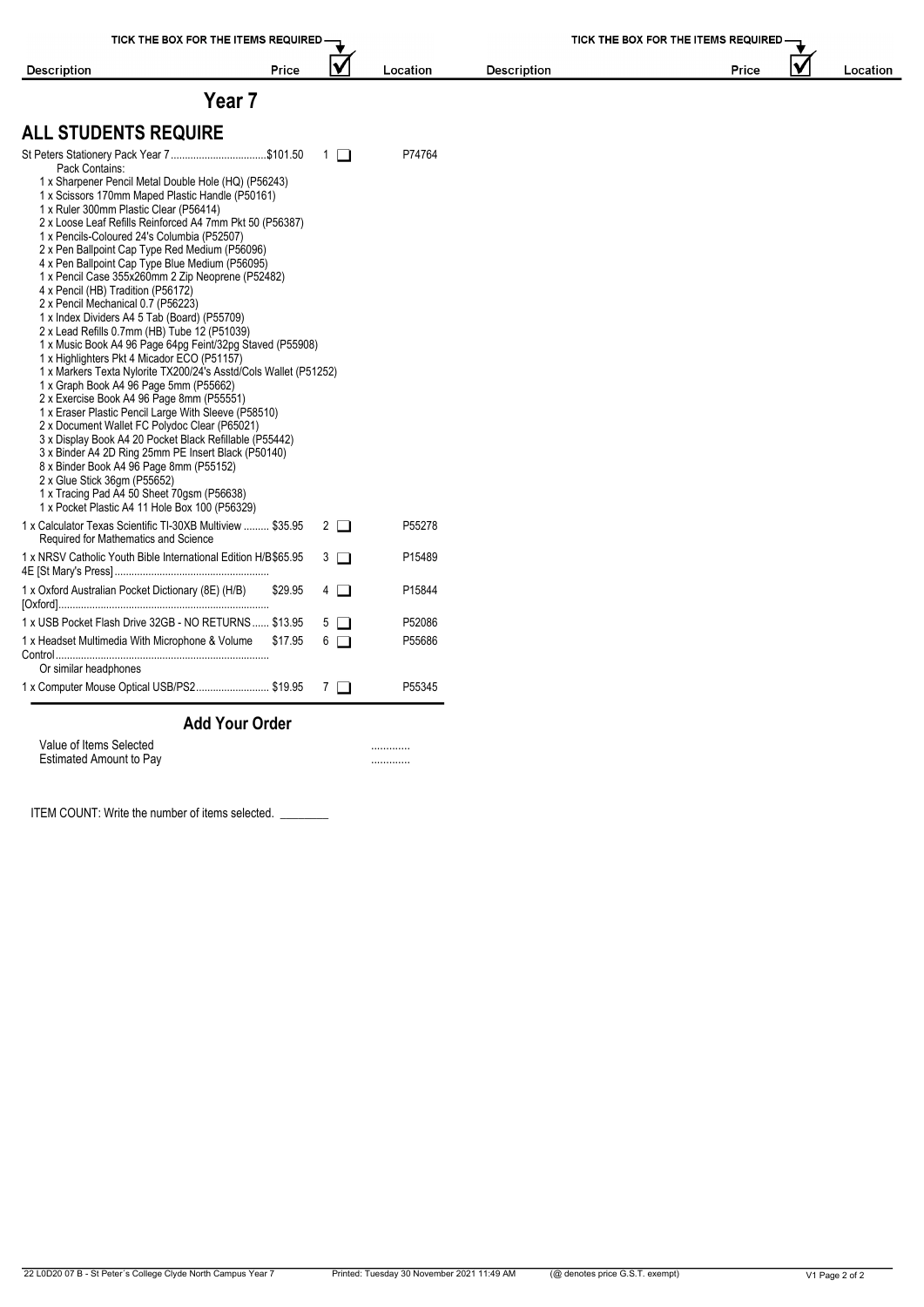| Description | Price | TICK THE BOX FOR THE ITEMS REQUIRED | Location |
|---|---|---|---|

## Year 7

### ALL STUDENTS REQUIRE

| Description | Price | | Location |
|---|---|---|---|
| St Peters Stationery Pack Year 7 | $101.50 | 1 ☐ | P74764 |

Pack Contains:
- 1 x Sharpener Pencil Metal Double Hole (HQ) (P56243)
- 1 x Scissors 170mm Maped Plastic Handle (P50161)
- 1 x Ruler 300mm Plastic Clear (P56414)
- 2 x Loose Leaf Refills Reinforced A4 7mm Pkt 50 (P56387)
- 1 x Pencils-Coloured 24's Columbia (P52507)
- 2 x Pen Ballpoint Cap Type Red Medium (P56096)
- 4 x Pen Ballpoint Cap Type Blue Medium (P56095)
- 1 x Pencil Case 355x260mm 2 Zip Neoprene (P52482)
- 4 x Pencil (HB) Tradition (P56172)
- 2 x Pencil Mechanical 0.7 (P56223)
- 1 x Index Dividers A4 5 Tab (Board) (P55709)
- 2 x Lead Refills 0.7mm (HB) Tube 12 (P51039)
- 1 x Music Book A4 96 Page 64pg Feint/32pg Staved (P55908)
- 1 x Highlighters Pkt 4 Micador ECO (P51157)
- 1 x Markers Texta Nylorite TX200/24's Asstd/Cols Wallet (P51252)
- 1 x Graph Book A4 96 Page 5mm (P55662)
- 2 x Exercise Book A4 96 Page 8mm (P55551)
- 1 x Eraser Plastic Pencil Large With Sleeve (P58510)
- 2 x Document Wallet FC Polydoc Clear (P65021)
- 3 x Display Book A4 20 Pocket Black Refillable (P55442)
- 3 x Binder A4 2D Ring 25mm PE Insert Black (P50140)
- 8 x Binder Book A4 96 Page 8mm (P55152)
- 2 x Glue Stick 36gm (P55652)
- 1 x Tracing Pad A4 50 Sheet 70gsm (P56638)
- 1 x Pocket Plastic A4 11 Hole Box 100 (P56329)

| Description | Price | | Location |
|---|---|---|---|
| 1 x Calculator Texas Scientific TI-30XB Multiview<br>Required for Mathematics and Science | $35.95 | 2 ☐ | P55278 |
| 1 x NRSV Catholic Youth Bible International Edition H/B 4E [St Mary's Press] | $65.95 | 3 ☐ | P15489 |
| 1 x Oxford Australian Pocket Dictionary (8E) (H/B) [Oxford] | $29.95 | 4 ☐ | P15844 |
| 1 x USB Pocket Flash Drive 32GB - NO RETURNS | $13.95 | 5 ☐ | P52086 |
| 1 x Headset Multimedia With Microphone & Volume Control<br>Or similar headphones | $17.95 | 6 ☐ | P55686 |
| 1 x Computer Mouse Optical USB/PS2 | $19.95 | 7 ☐ | P55345 |

### Add Your Order

Value of Items Selected ............

Estimated Amount to Pay ............

ITEM COUNT: Write the number of items selected. ________

22 L0D20 07 B - St Peter's College Clyde North Campus Year 7 Printed: Tuesday 30 November 2021 11:49 AM (@ denotes price G.S.T. exempt)